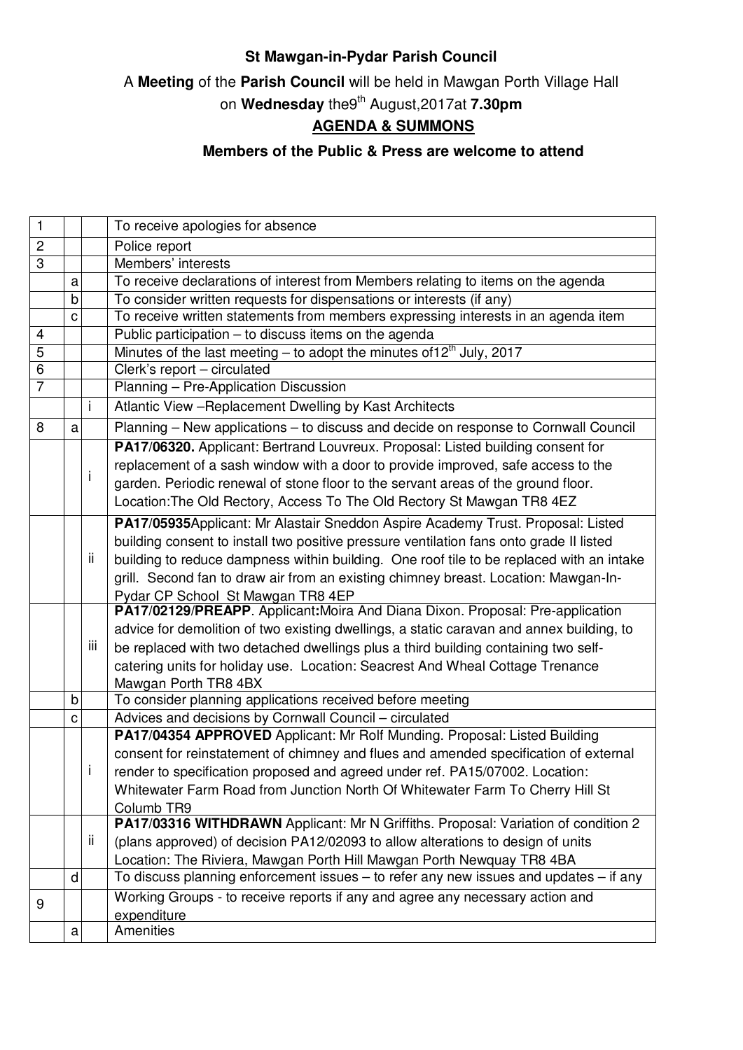**St Mawgan-in-Pydar Parish Council**

A **Meeting** of the **Parish Council** will be held in Mawgan Porth Village Hall

on **Wednesday** the9th August,2017at **7.30pm**

**AGENDA & SUMMONS**

**Members of the Public & Press are welcome to attend**

| | | | |
|---|---|---|---|
| 1 | | | To receive apologies for absence |
| 2 | | | Police report |
| 3 | | | Members' interests |
| | a | | To receive declarations of interest from Members relating to items on the agenda |
| | b | | To consider written requests for dispensations or interests (if any) |
| | c | | To receive written statements from members expressing interests in an agenda item |
| 4 | | | Public participation – to discuss items on the agenda |
| 5 | | | Minutes of the last meeting – to adopt the minutes of12th July, 2017 |
| 6 | | | Clerk's report – circulated |
| 7 | | | Planning – Pre-Application Discussion |
| | | i | Atlantic View –Replacement Dwelling by Kast Architects |
| 8 | a | | Planning – New applications – to discuss and decide on response to Cornwall Council |
| | | i | **PA17/06320.** Applicant: Bertrand Louvreux. Proposal: Listed building consent for replacement of a sash window with a door to provide improved, safe access to the garden. Periodic renewal of stone floor to the servant areas of the ground floor. Location:The Old Rectory, Access To The Old Rectory St Mawgan TR8 4EZ |
| | | ii | **PA17/05935**Applicant: Mr Alastair Sneddon Aspire Academy Trust. Proposal: Listed building consent to install two positive pressure ventilation fans onto grade II listed building to reduce dampness within building. One roof tile to be replaced with an intake grill. Second fan to draw air from an existing chimney breast. Location: Mawgan-In-Pydar CP School St Mawgan TR8 4EP |
| | | iii | **PA17/02129/PREAPP**. Applicant**:**Moira And Diana Dixon. Proposal: Pre-application advice for demolition of two existing dwellings, a static caravan and annex building, to be replaced with two detached dwellings plus a third building containing two self-catering units for holiday use. Location: Seacrest And Wheal Cottage Trenance Mawgan Porth TR8 4BX |
| | b | | To consider planning applications received before meeting |
| | c | | Advices and decisions by Cornwall Council – circulated |
| | | i | **PA17/04354 APPROVED** Applicant: Mr Rolf Munding. Proposal: Listed Building consent for reinstatement of chimney and flues and amended specification of external render to specification proposed and agreed under ref. PA15/07002. Location: Whitewater Farm Road from Junction North Of Whitewater Farm To Cherry Hill St Columb TR9 |
| | | ii | **PA17/03316 WITHDRAWN** Applicant: Mr N Griffiths. Proposal: Variation of condition 2 (plans approved) of decision PA12/02093 to allow alterations to design of units Location: The Riviera, Mawgan Porth Hill Mawgan Porth Newquay TR8 4BA |
| | d | | To discuss planning enforcement issues – to refer any new issues and updates – if any |
| 9 | | | Working Groups - to receive reports if any and agree any necessary action and expenditure |
| | a | | Amenities |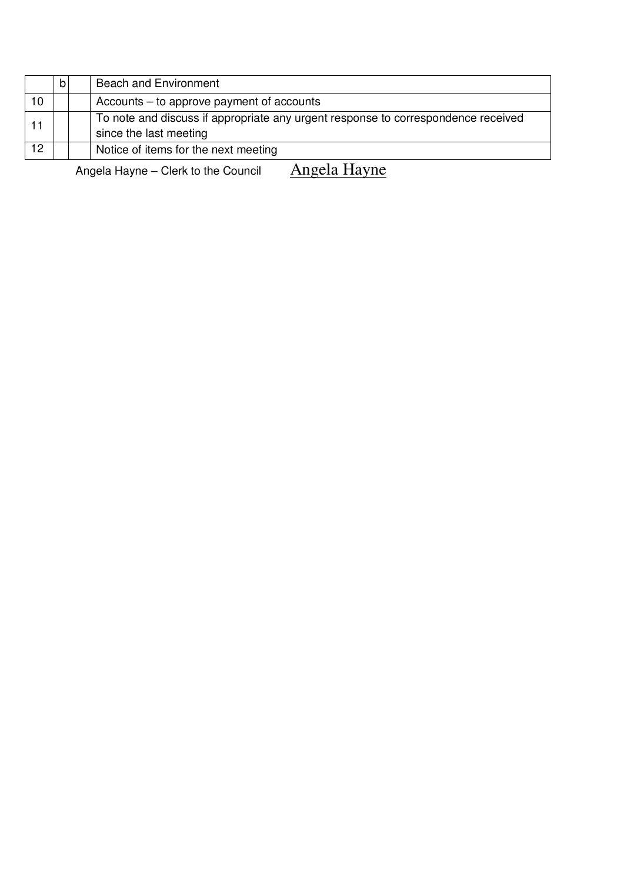| | | | |
|---|---|---|---|
| | b | | Beach and Environment |
| 10 | | | Accounts – to approve payment of accounts |
| 11 | | | To note and discuss if appropriate any urgent response to correspondence received since the last meeting |
| 12 | | | Notice of items for the next meeting |

Angela Hayne – Clerk to the Council Angela Hayne